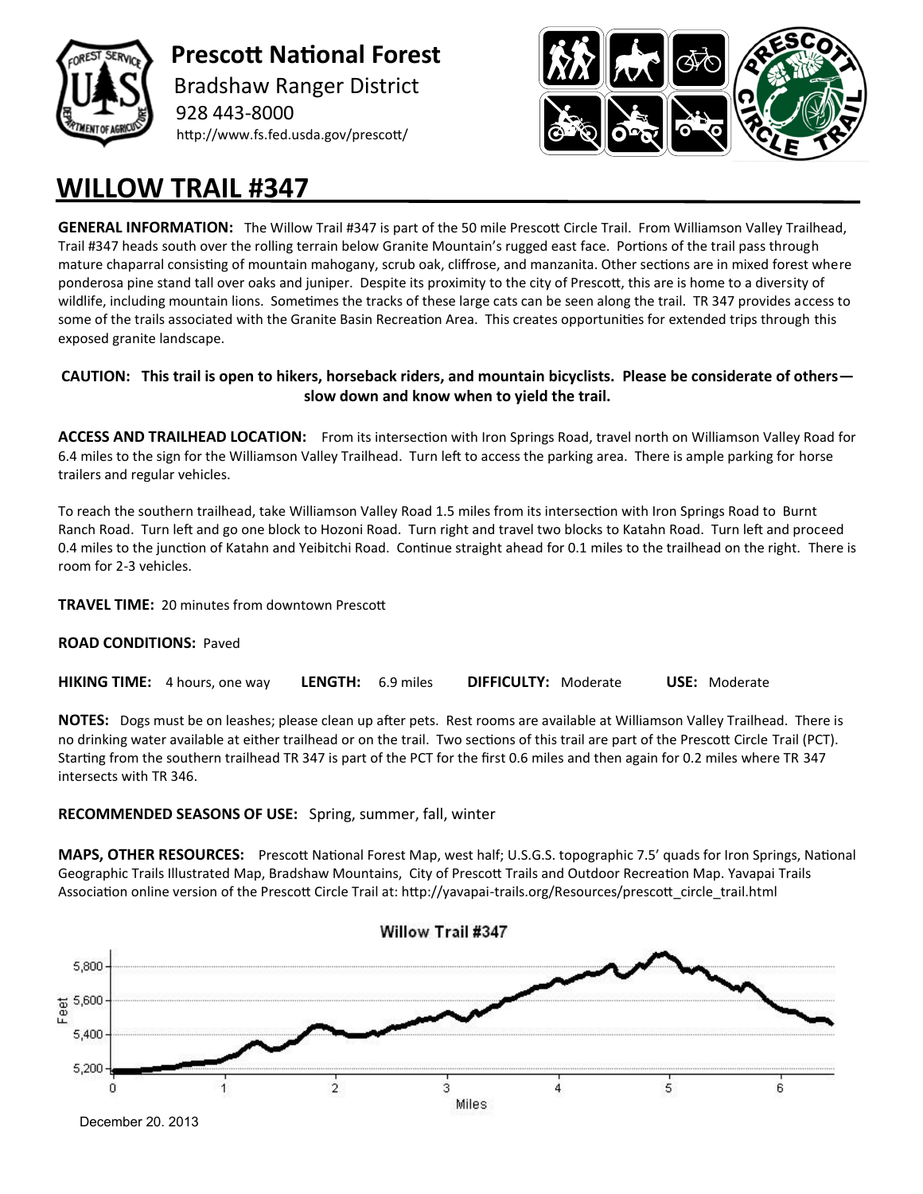# Prescott National Forest

Bradshaw Ranger District

928 443-8000

http://www.fs.fed.usda.gov/prescott/

## WILLOW TRAIL #347

**GENERAL INFORMATION:** The Willow Trail #347 is part of the 50 mile Prescott Circle Trail. From Williamson Valley Trailhead, Trail #347 heads south over the rolling terrain below Granite Mountain's rugged east face. Portions of the trail pass through mature chaparral consisting of mountain mahogany, scrub oak, cliffrose, and manzanita. Other sections are in mixed forest where ponderosa pine stand tall over oaks and juniper. Despite its proximity to the city of Prescott, this are is home to a diversity of wildlife, including mountain lions. Sometimes the tracks of these large cats can be seen along the trail. TR 347 provides access to some of the trails associated with the Granite Basin Recreation Area. This creates opportunities for extended trips through this exposed granite landscape.

**CAUTION: This trail is open to hikers, horseback riders, and mountain bicyclists. Please be considerate of others—slow down and know when to yield the trail.**

**ACCESS AND TRAILHEAD LOCATION:** From its intersection with Iron Springs Road, travel north on Williamson Valley Road for 6.4 miles to the sign for the Williamson Valley Trailhead. Turn left to access the parking area. There is ample parking for horse trailers and regular vehicles.

To reach the southern trailhead, take Williamson Valley Road 1.5 miles from its intersection with Iron Springs Road to Burnt Ranch Road. Turn left and go one block to Hozoni Road. Turn right and travel two blocks to Katahn Road. Turn left and proceed 0.4 miles to the junction of Katahn and Yeibitchi Road. Continue straight ahead for 0.1 miles to the trailhead on the right. There is room for 2-3 vehicles.

**TRAVEL TIME:** 20 minutes from downtown Prescott

**ROAD CONDITIONS:** Paved

**HIKING TIME:** 4 hours, one way **LENGTH:** 6.9 miles **DIFFICULTY:** Moderate **USE:** Moderate

**NOTES:** Dogs must be on leashes; please clean up after pets. Rest rooms are available at Williamson Valley Trailhead. There is no drinking water available at either trailhead or on the trail. Two sections of this trail are part of the Prescott Circle Trail (PCT). Starting from the southern trailhead TR 347 is part of the PCT for the first 0.6 miles and then again for 0.2 miles where TR 347 intersects with TR 346.

**RECOMMENDED SEASONS OF USE:** Spring, summer, fall, winter

**MAPS, OTHER RESOURCES:** Prescott National Forest Map, west half; U.S.G.S. topographic 7.5' quads for Iron Springs, National Geographic Trails Illustrated Map, Bradshaw Mountains, City of Prescott Trails and Outdoor Recreation Map. Yavapai Trails Association online version of the Prescott Circle Trail at: http://yavapai-trails.org/Resources/prescott_circle_trail.html

Willow Trail #347

December 20. 2013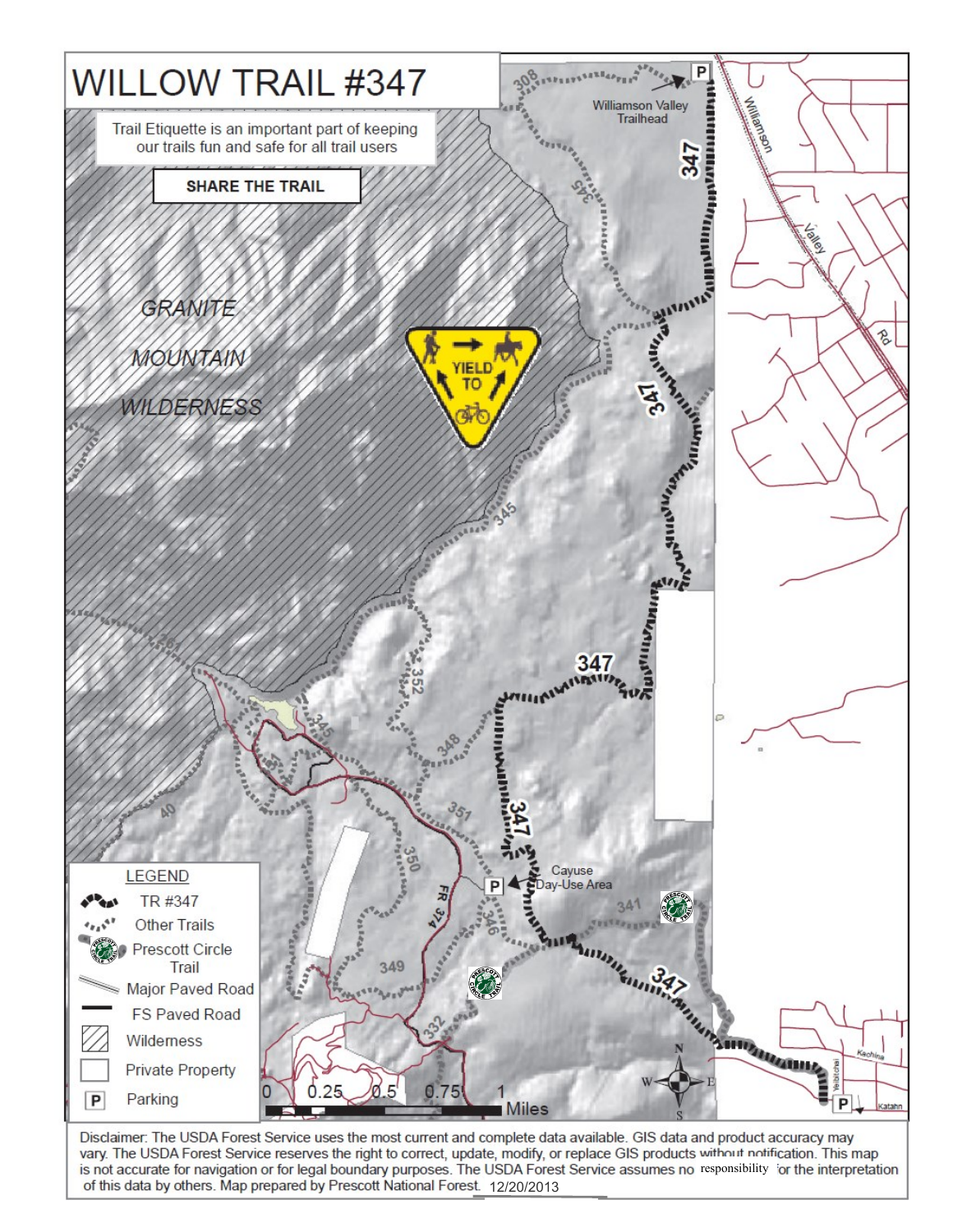# WILLOW TRAIL #347

Trail Etiquette is an important part of keeping our trails fun and safe for all trail users

**SHARE THE TRAIL**

YIELD TO

GRANITE MOUNTAIN WILDERNESS

Williamson Valley Trailhead

Williamson Valley Rd

Cayuse Day-Use Area

347

345

308

352

348

351

350

349

346

341

332

261

40

FR 374

Kachina

Yebichai

Katahn

**LEGEND**

- TR #347
- Other Trails
- Prescott Circle Trail
- Major Paved Road
- FS Paved Road
- Wilderness
- Private Property
- Parking

0 0.25 0.5 0.75 1 Miles

N E S W

Disclaimer: The USDA Forest Service uses the most current and complete data available. GIS data and product accuracy may vary. The USDA Forest Service reserves the right to correct, update, modify, or replace GIS products without notification. This map is not accurate for navigation or for legal boundary purposes. The USDA Forest Service assumes no responsibility for the interpretation of this data by others. Map prepared by Prescott National Forest. 12/20/2013